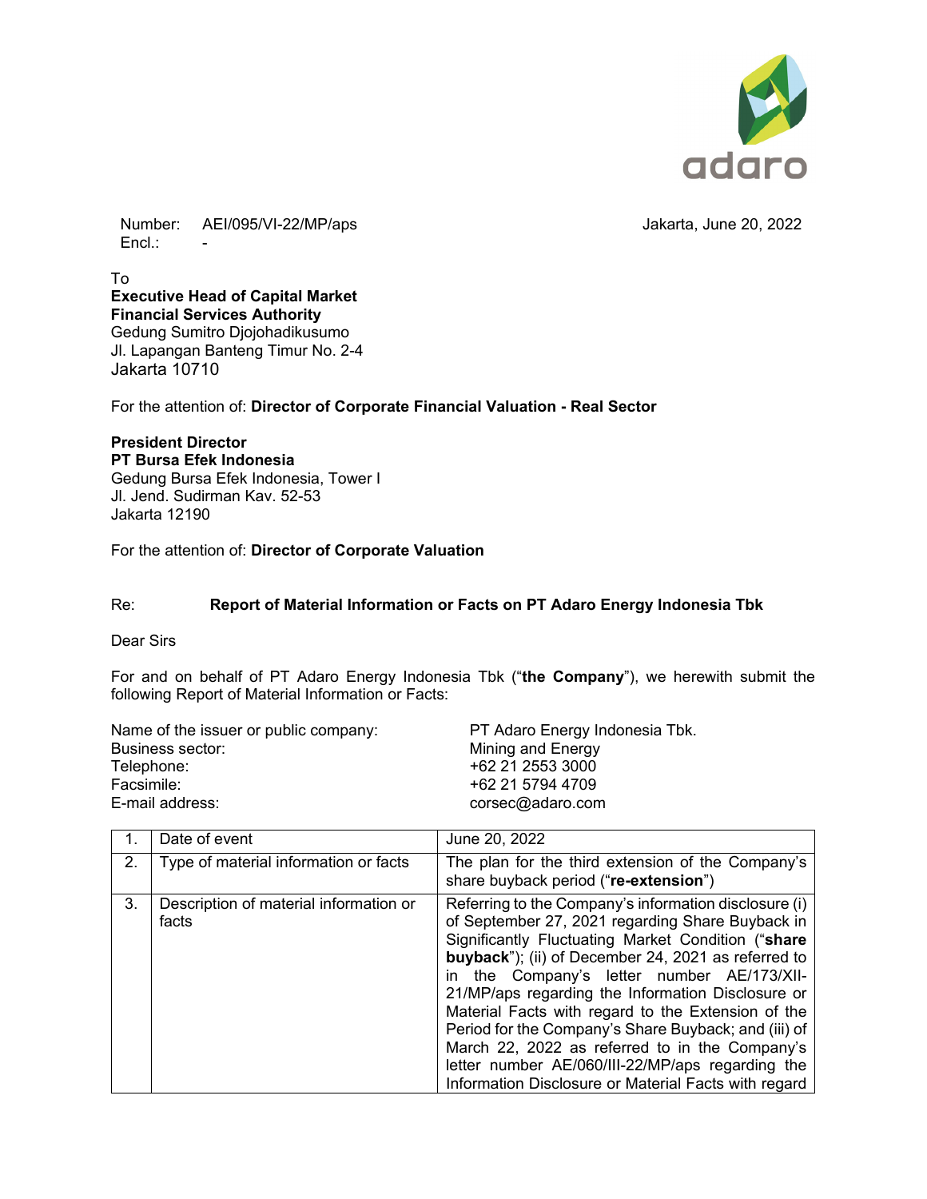Number: AEI/095/VI-22/MP/aps
Encl.: -

Jakarta, June 20, 2022

To
**Executive Head of Capital Market**
**Financial Services Authority**
Gedung Sumitro Djojohadikusumo
Jl. Lapangan Banteng Timur No. 2-4
Jakarta 10710

For the attention of: **Director of Corporate Financial Valuation - Real Sector**

**President Director**
**PT Bursa Efek Indonesia**
Gedung Bursa Efek Indonesia, Tower I
Jl. Jend. Sudirman Kav. 52-53
Jakarta 12190

For the attention of: **Director of Corporate Valuation**

Re: **Report of Material Information or Facts on PT Adaro Energy Indonesia Tbk**

Dear Sirs

For and on behalf of PT Adaro Energy Indonesia Tbk ("**the Company**"), we herewith submit the following Report of Material Information or Facts:

| | |
|---|---|
| Name of the issuer or public company: | PT Adaro Energy Indonesia Tbk. |
| Business sector: | Mining and Energy |
| Telephone: | +62 21 2553 3000 |
| Facsimile: | +62 21 5794 4709 |
| E-mail address: | corsec@adaro.com |

| | | |
|---|---|---|
| 1. | Date of event | June 20, 2022 |
| 2. | Type of material information or facts | The plan for the third extension of the Company's share buyback period ("**re-extension**") |
| 3. | Description of material information or facts | Referring to the Company's information disclosure (i) of September 27, 2021 regarding Share Buyback in Significantly Fluctuating Market Condition ("**share buyback**"); (ii) of December 24, 2021 as referred to in the Company's letter number AE/173/XII-21/MP/aps regarding the Information Disclosure or Material Facts with regard to the Extension of the Period for the Company's Share Buyback; and (iii) of March 22, 2022 as referred to in the Company's letter number AE/060/III-22/MP/aps regarding the Information Disclosure or Material Facts with regard |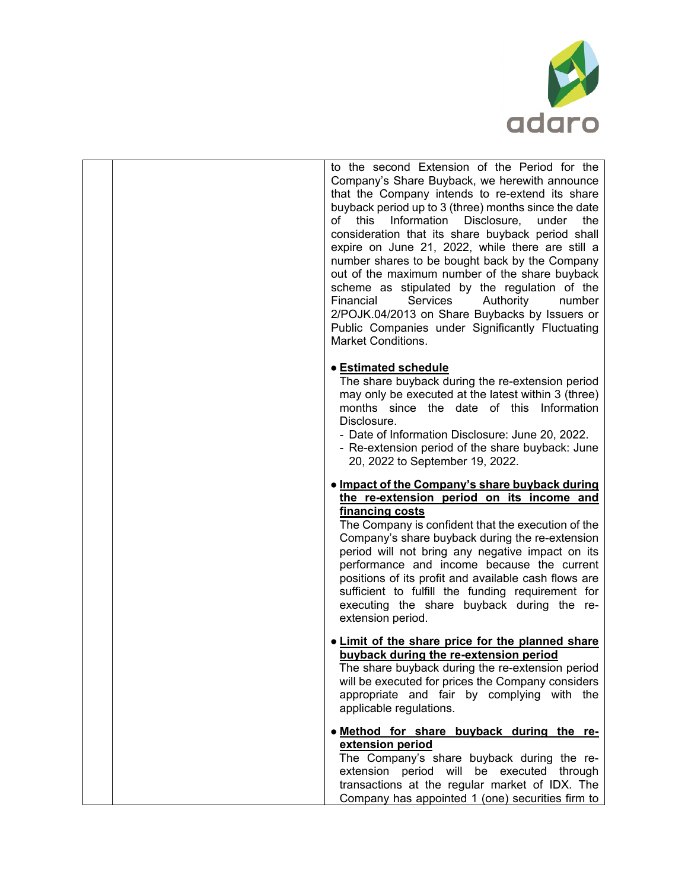| | | to the second Extension of the Period for the Company's Share Buyback, we herewith announce that the Company intends to re-extend its share buyback period up to 3 (three) months since the date of this Information Disclosure, under the consideration that its share buyback period shall expire on June 21, 2022, while there are still a number shares to be bought back by the Company out of the maximum number of the share buyback scheme as stipulated by the regulation of the Financial Services Authority number 2/POJK.04/2013 on Share Buybacks by Issuers or Public Companies under Significantly Fluctuating Market Conditions.<br><br>• **Estimated schedule**<br>The share buyback during the re-extension period may only be executed at the latest within 3 (three) months since the date of this Information Disclosure.<br>- Date of Information Disclosure: June 20, 2022.<br>- Re-extension period of the share buyback: June 20, 2022 to September 19, 2022.<br><br>• **Impact of the Company's share buyback during the re-extension period on its income and financing costs**<br>The Company is confident that the execution of the Company's share buyback during the re-extension period will not bring any negative impact on its performance and income because the current positions of its profit and available cash flows are sufficient to fulfill the funding requirement for executing the share buyback during the re-extension period.<br><br>• **Limit of the share price for the planned share buyback during the re-extension period**<br>The share buyback during the re-extension period will be executed for prices the Company considers appropriate and fair by complying with the applicable regulations.<br><br>• **Method for share buyback during the re-extension period**<br>The Company's share buyback during the re-extension period will be executed through transactions at the regular market of IDX. The Company has appointed 1 (one) securities firm to |
|---|---|---|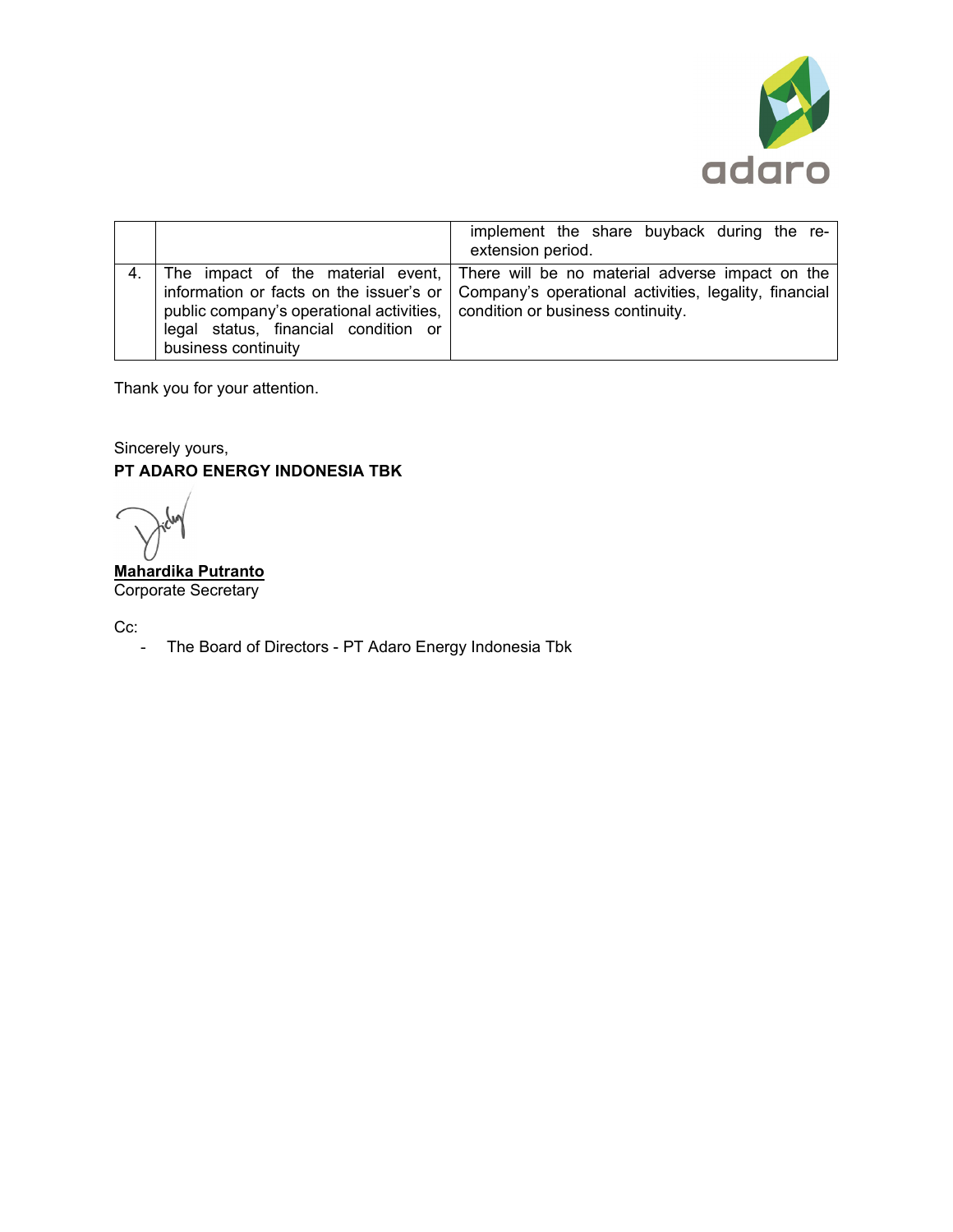| | | |
|---|---|---|
| | | implement the share buyback during the re-extension period. |
| 4. | The impact of the material event, information or facts on the issuer's or public company's operational activities, legal status, financial condition or business continuity | There will be no material adverse impact on the Company's operational activities, legality, financial condition or business continuity. |

Thank you for your attention.

Sincerely yours,

**PT ADARO ENERGY INDONESIA TBK**

**Mahardika Putranto**
Corporate Secretary

Cc:

- The Board of Directors - PT Adaro Energy Indonesia Tbk